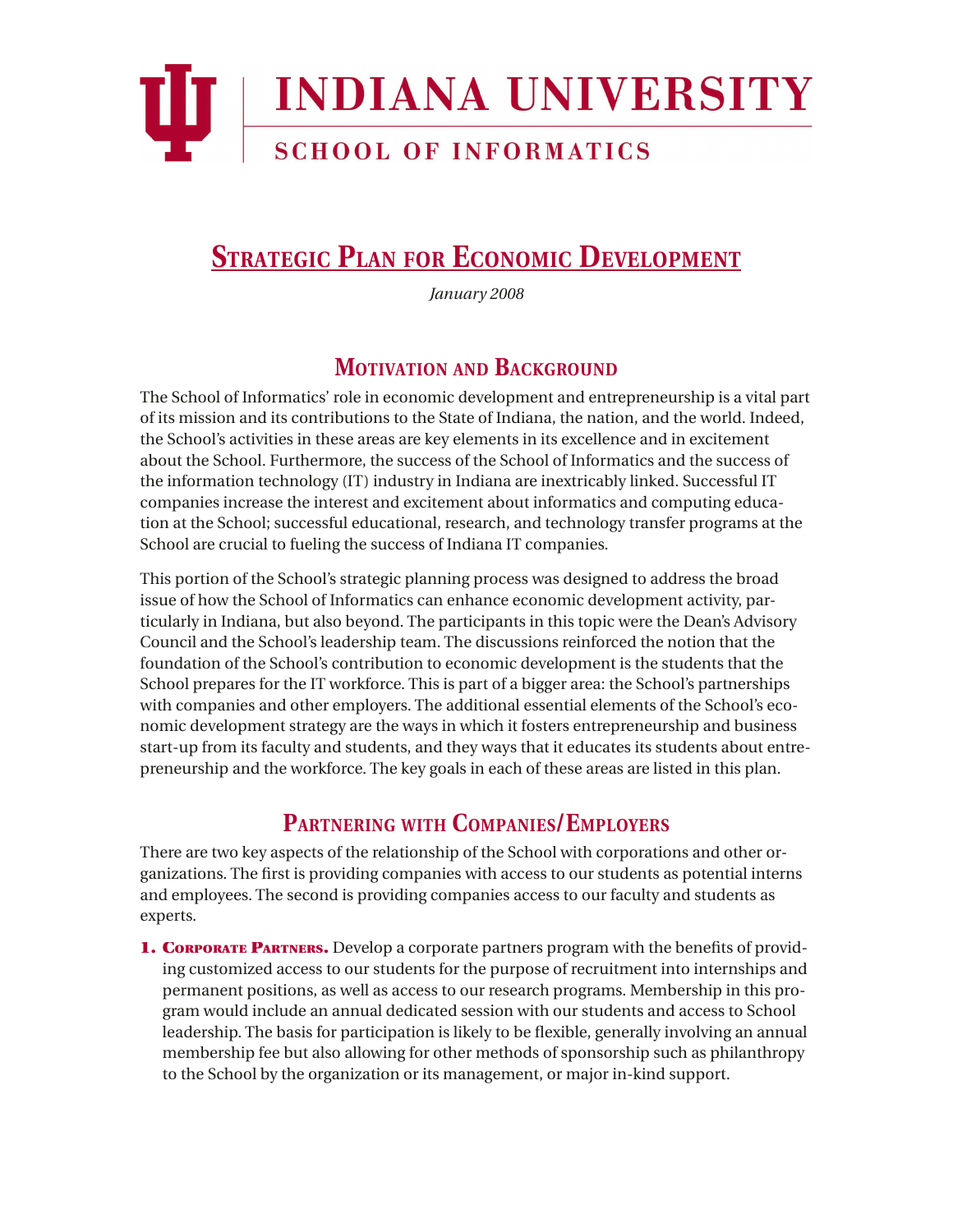# INDIANA UNIVERSITY

## SCHOOL OF INFORMATICS

# Strategic Plan for Economic Development

*January 2008*

## Motivation and Background

The School of Informatics' role in economic development and entrepreneurship is a vital part of its mission and its contributions to the State of Indiana, the nation, and the world. Indeed, the School's activities in these areas are key elements in its excellence and in excitement about the School. Furthermore, the success of the School of Informatics and the success of the information technology (IT) industry in Indiana are inextricably linked. Successful IT companies increase the interest and excitement about informatics and computing education at the School; successful educational, research, and technology transfer programs at the School are crucial to fueling the success of Indiana IT companies.

This portion of the School's strategic planning process was designed to address the broad issue of how the School of Informatics can enhance economic development activity, particularly in Indiana, but also beyond. The participants in this topic were the Dean's Advisory Council and the School's leadership team. The discussions reinforced the notion that the foundation of the School's contribution to economic development is the students that the School prepares for the IT workforce. This is part of a bigger area: the School's partnerships with companies and other employers. The additional essential elements of the School's economic development strategy are the ways in which it fosters entrepreneurship and business start-up from its faculty and students, and they ways that it educates its students about entrepreneurship and the workforce. The key goals in each of these areas are listed in this plan.

## Partnering with Companies/Employers

There are two key aspects of the relationship of the School with corporations and other organizations. The first is providing companies with access to our students as potential interns and employees. The second is providing companies access to our faculty and students as experts.

1. **Corporate Partners.** Develop a corporate partners program with the benefits of providing customized access to our students for the purpose of recruitment into internships and permanent positions, as well as access to our research programs. Membership in this program would include an annual dedicated session with our students and access to School leadership. The basis for participation is likely to be flexible, generally involving an annual membership fee but also allowing for other methods of sponsorship such as philanthropy to the School by the organization or its management, or major in-kind support.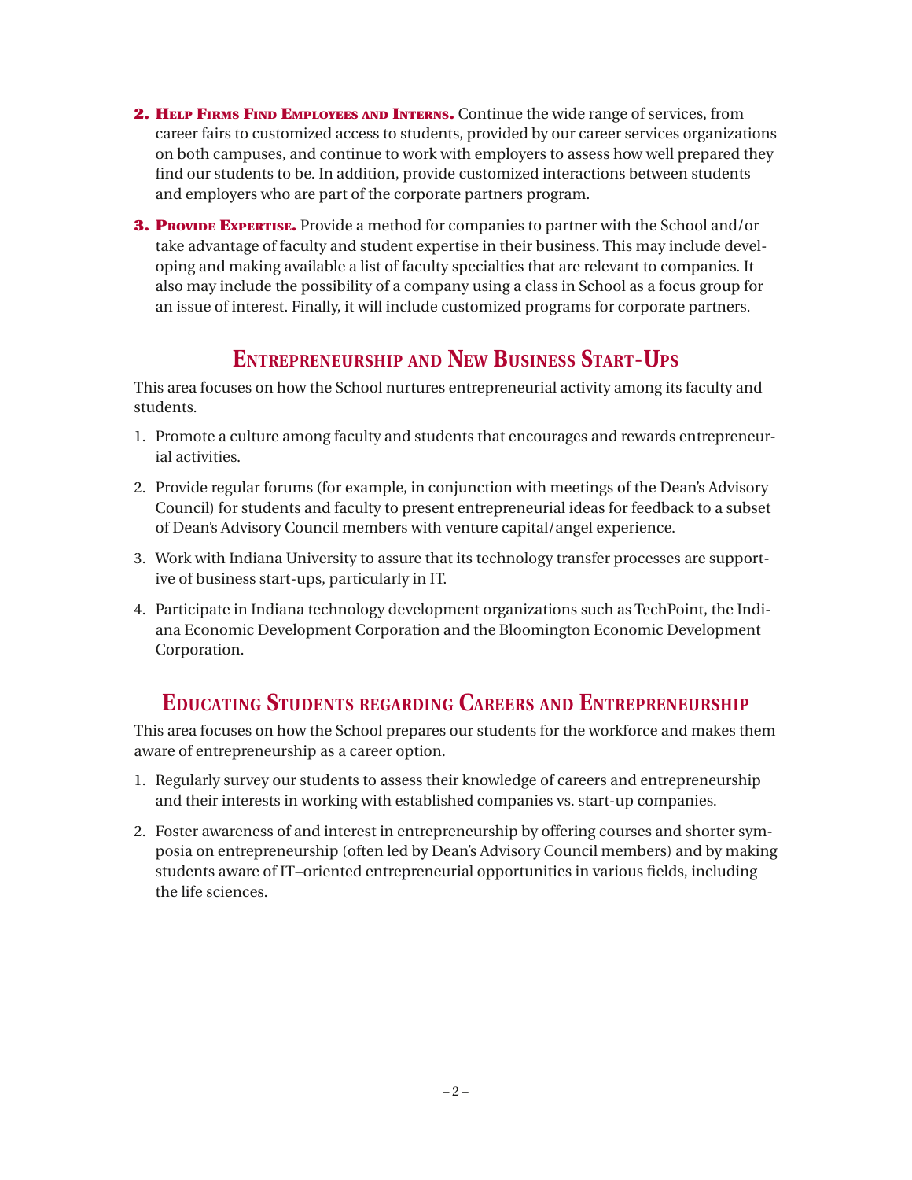2. **Help Firms Find Employees and Interns.** Continue the wide range of services, from career fairs to customized access to students, provided by our career services organizations on both campuses, and continue to work with employers to assess how well prepared they find our students to be. In addition, provide customized interactions between students and employers who are part of the corporate partners program.

3. **Provide Expertise.** Provide a method for companies to partner with the School and/or take advantage of faculty and student expertise in their business. This may include developing and making available a list of faculty specialties that are relevant to companies. It also may include the possibility of a company using a class in School as a focus group for an issue of interest. Finally, it will include customized programs for corporate partners.

## Entrepreneurship and New Business Start-Ups

This area focuses on how the School nurtures entrepreneurial activity among its faculty and students.

1. Promote a culture among faculty and students that encourages and rewards entrepreneurial activities.
2. Provide regular forums (for example, in conjunction with meetings of the Dean's Advisory Council) for students and faculty to present entrepreneurial ideas for feedback to a subset of Dean's Advisory Council members with venture capital/angel experience.
3. Work with Indiana University to assure that its technology transfer processes are supportive of business start-ups, particularly in IT.
4. Participate in Indiana technology development organizations such as TechPoint, the Indiana Economic Development Corporation and the Bloomington Economic Development Corporation.

## Educating Students regarding Careers and Entrepreneurship

This area focuses on how the School prepares our students for the workforce and makes them aware of entrepreneurship as a career option.

1. Regularly survey our students to assess their knowledge of careers and entrepreneurship and their interests in working with established companies vs. start-up companies.
2. Foster awareness of and interest in entrepreneurship by offering courses and shorter symposia on entrepreneurship (often led by Dean's Advisory Council members) and by making students aware of IT–oriented entrepreneurial opportunities in various fields, including the life sciences.